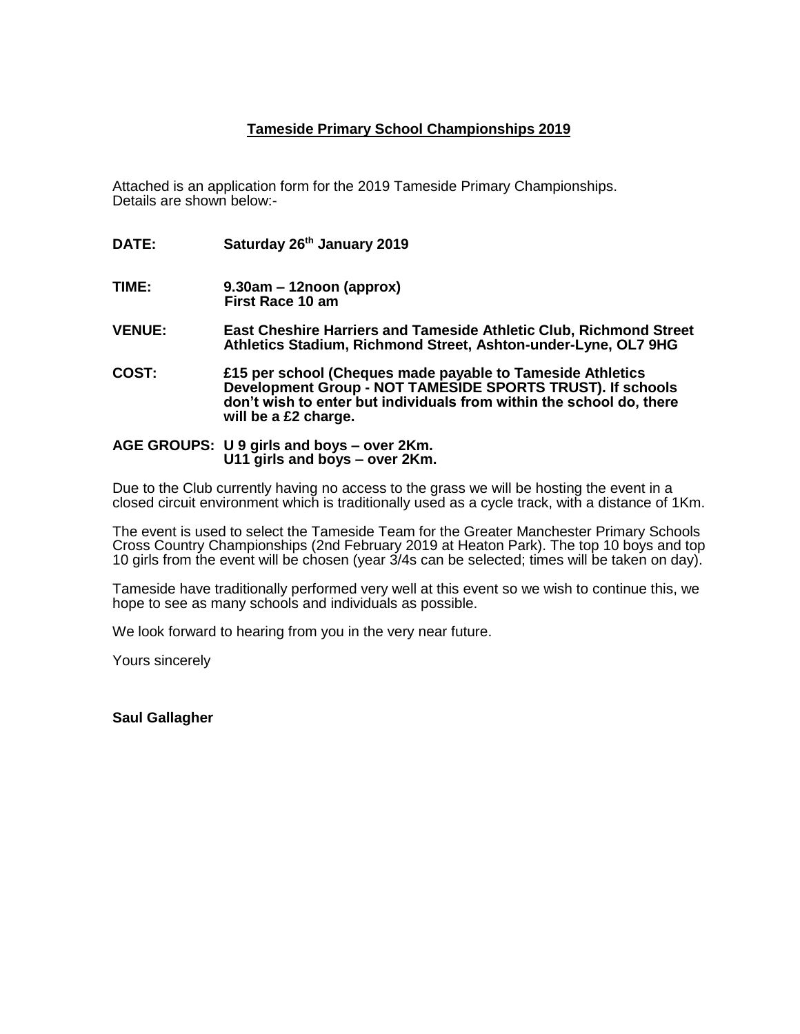# Tameside Primary School Championships 2019

Attached is an application form for the 2019 Tameside Primary Championships.
Details are shown below:-

**DATE:** **Saturday 26th January 2019**

**TIME:** **9.30am – 12noon (approx)**
**First Race 10 am**

**VENUE:** **East Cheshire Harriers and Tameside Athletic Club, Richmond Street Athletics Stadium, Richmond Street, Ashton-under-Lyne, OL7 9HG**

**COST:** **£15 per school (Cheques made payable to Tameside Athletics Development Group - NOT TAMESIDE SPORTS TRUST). If schools don't wish to enter but individuals from within the school do, there will be a £2 charge.**

**AGE GROUPS:** **U 9 girls and boys – over 2Km.**
**U11 girls and boys – over 2Km.**

Due to the Club currently having no access to the grass we will be hosting the event in a closed circuit environment which is traditionally used as a cycle track, with a distance of 1Km.

The event is used to select the Tameside Team for the Greater Manchester Primary Schools Cross Country Championships (2nd February 2019 at Heaton Park). The top 10 boys and top 10 girls from the event will be chosen (year 3/4s can be selected; times will be taken on day).

Tameside have traditionally performed very well at this event so we wish to continue this, we hope to see as many schools and individuals as possible.

We look forward to hearing from you in the very near future.

Yours sincerely

**Saul Gallagher**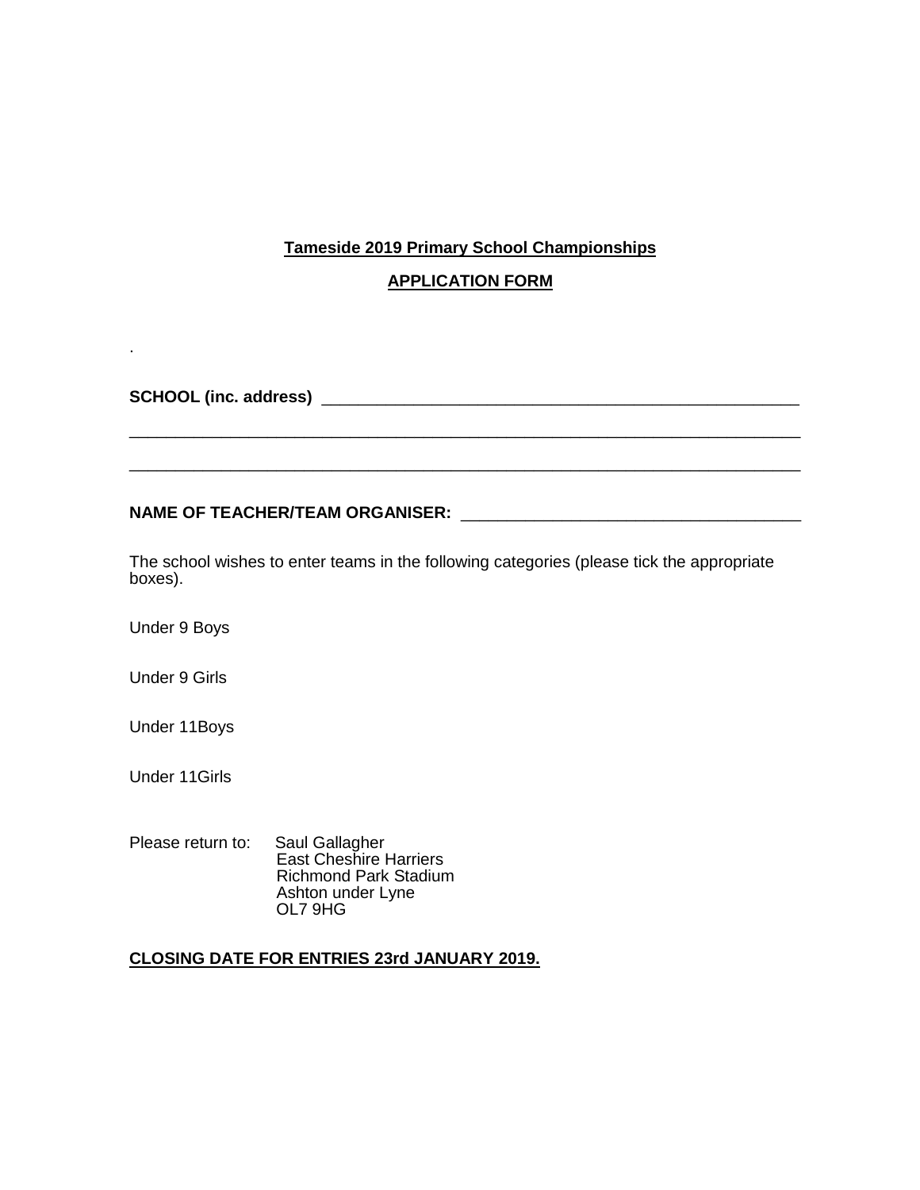**Tameside 2019 Primary School Championships**

**APPLICATION FORM**

.

**SCHOOL (inc. address)** ____________________________________________________

____________________________________________________________________________

____________________________________________________________________________

**NAME OF TEACHER/TEAM ORGANISER:** ____________________________________

The school wishes to enter teams in the following categories (please tick the appropriate boxes).

Under 9 Boys

Under 9 Girls

Under 11Boys

Under 11Girls

Please return to: Saul Gallagher
East Cheshire Harriers
Richmond Park Stadium
Ashton under Lyne
OL7 9HG

**CLOSING DATE FOR ENTRIES 23rd JANUARY 2019.**